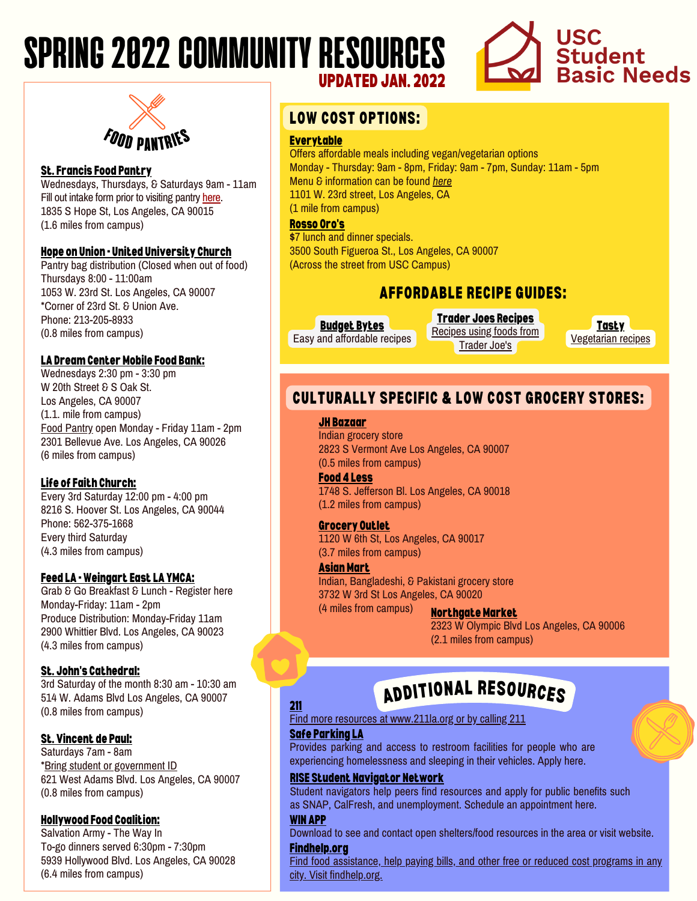# SPRING 2022 COMMUNITY RESOURCES

**UPDATED JAN. 2022**

USC Student Basic Needs

## FOOD PANTRIES

**St. Francis Food Pantry**
Wednesdays, Thursdays, & Saturdays 9am - 11am
Fill out intake form prior to visiting pantry here.
1835 S Hope St, Los Angeles, CA 90015
(1.6 miles from campus)

**Hope on Union - United University Church**
Pantry bag distribution (Closed when out of food)
Thursdays 8:00 - 11:00am
1053 W. 23rd St. Los Angeles, CA 90007
*Corner of 23rd St. & Union Ave.
Phone: 213-205-8933
(0.8 miles from campus)

**LA Dream Center Mobile Food Bank:**
Wednesdays 2:30 pm - 3:30 pm
W 20th Street & S Oak St.
Los Angeles, CA 90007
(1.1. mile from campus)
Food Pantry open Monday - Friday 11am - 2pm
2301 Bellevue Ave. Los Angeles, CA 90026
(6 miles from campus)

**Life of Faith Church:**
Every 3rd Saturday 12:00 pm - 4:00 pm
8216 S. Hoover St. Los Angeles, CA 90044
Phone: 562-375-1668
Every third Saturday
(4.3 miles from campus)

**Feed LA - Weingart East LA YMCA:**
Grab & Go Breakfast & Lunch - Register here
Monday-Friday: 11am - 2pm
Produce Distribution: Monday-Friday 11am
2900 Whittier Blvd. Los Angeles, CA 90023
(4.3 miles from campus)

**St. John's Cathedral:**
3rd Saturday of the month 8:30 am - 10:30 am
514 W. Adams Blvd Los Angeles, CA 90007
(0.8 miles from campus)

**St. Vincent de Paul:**
Saturdays 7am - 8am
*Bring student or government ID
621 West Adams Blvd. Los Angeles, CA 90007
(0.8 miles from campus)

**Hollywood Food Coalition:**
Salvation Army - The Way In
To-go dinners served 6:30pm - 7:30pm
5939 Hollywood Blvd. Los Angeles, CA 90028
(6.4 miles from campus)

## LOW COST OPTIONS:

**Everytable**
Offers affordable meals including vegan/vegetarian options
Monday - Thursday: 9am - 8pm, Friday: 9am - 7pm, Sunday: 11am - 5pm
Menu & information can be found *here*
1101 W. 23rd street, Los Angeles, CA
(1 mile from campus)

**Rosso Oro's**
$7 lunch and dinner specials.
3500 South Figueroa St., Los Angeles, CA 90007
(Across the street from USC Campus)

## AFFORDABLE RECIPE GUIDES:

**Budget Bytes**
Easy and affordable recipes

**Trader Joes Recipes**
Recipes using foods from Trader Joe's

**Tasty**
Vegetarian recipes

## CULTURALLY SPECIFIC & LOW COST GROCERY STORES:

**JH Bazaar**
Indian grocery store
2823 S Vermont Ave Los Angeles, CA 90007
(0.5 miles from campus)

**Food 4 Less**
1748 S. Jefferson Bl. Los Angeles, CA 90018
(1.2 miles from campus)

**Grocery Outlet**
1120 W 6th St, Los Angeles, CA 90017
(3.7 miles from campus)

**Asian Mart**
Indian, Bangladeshi, & Pakistani grocery store
3732 W 3rd St Los Angeles, CA 90020
(4 miles from campus)

**Northgate Market**
2323 W Olympic Blvd Los Angeles, CA 90006
(2.1 miles from campus)

## ADDITIONAL RESOURCES

**211**
Find more resources at www.211la.org or by calling 211

**Safe Parking LA**
Provides parking and access to restroom facilities for people who are experiencing homelessness and sleeping in their vehicles. Apply here.

**RISE Student Navigator Network**
Student navigators help peers find resources and apply for public benefits such as SNAP, CalFresh, and unemployment. Schedule an appointment here.

**WIN APP**
Download to see and contact open shelters/food resources in the area or visit website.

**Findhelp.org**
Find food assistance, help paying bills, and other free or reduced cost programs in any city. Visit findhelp.org.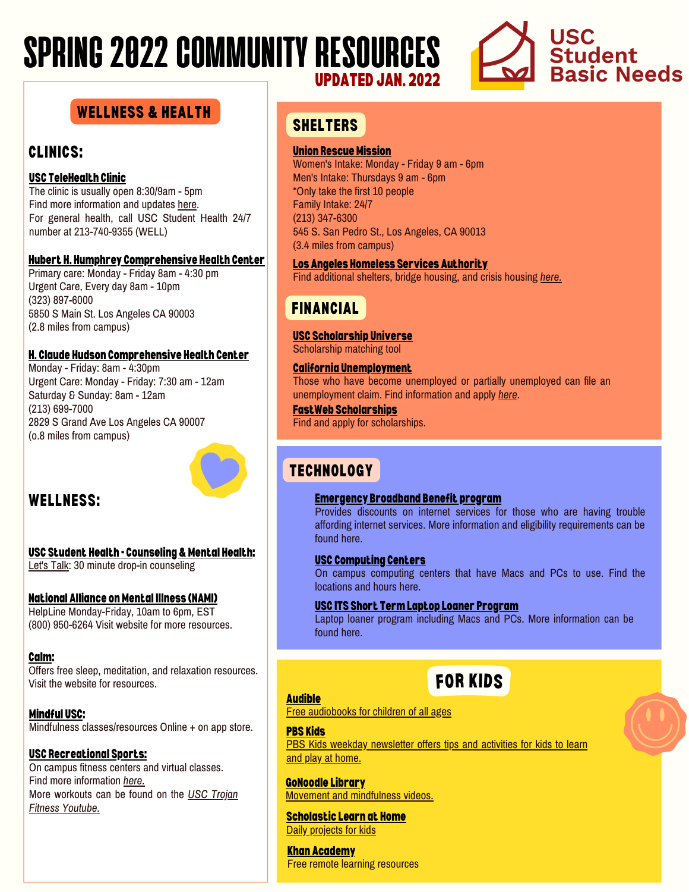# SPRING 2022 COMMUNITY RESOURCES

**UPDATED JAN. 2022**

USC Student Basic Needs

## WELLNESS & HEALTH

### CLINICS:

**USC TeleHealth Clinic**
The clinic is usually open 8:30/9am - 5pm
Find more information and updates here.
For general health, call USC Student Health 24/7 number at 213-740-9355 (WELL)

**Hubert H. Humphrey Comprehensive Health Center**
Primary care: Monday - Friday 8am - 4:30 pm
Urgent Care, Every day 8am - 10pm
(323) 897-6000
5850 S Main St. Los Angeles CA 90003
(2.8 miles from campus)

**H. Claude Hudson Comprehensive Health Center**
Monday - Friday: 8am - 4:30pm
Urgent Care: Monday - Friday: 7:30 am - 12am
Saturday & Sunday: 8am - 12am
(213) 699-7000
2829 S Grand Ave Los Angeles CA 90007
(o.8 miles from campus)

### WELLNESS:

**USC Student Health - Counseling & Mental Health:**
Let's Talk: 30 minute drop-in counseling

**National Alliance on Mental Illness (NAMI)**
HelpLine Monday-Friday, 10am to 6pm, EST
(800) 950-6264 Visit website for more resources.

**Calm:**
Offers free sleep, meditation, and relaxation resources. Visit the website for resources.

**Mindful USC:**
Mindfulness classes/resources Online + on app store.

**USC Recreational Sports:**
On campus fitness centers and virtual classes.
Find more information *here.*
More workouts can be found on the *USC Trojan Fitness Youtube.*

## SHELTERS

**Union Rescue Mission**
Women's Intake: Monday - Friday 9 am - 6pm
Men's Intake: Thursdays 9 am - 6pm
*Only take the first 10 people
Family Intake: 24/7
(213) 347-6300
545 S. San Pedro St., Los Angeles, CA 90013
(3.4 miles from campus)

**Los Angeles Homeless Services Authority**
Find additional shelters, bridge housing, and crisis housing *here.*

## FINANCIAL

**USC Scholarship Universe**
Scholarship matching tool

**California Unemployment**
Those who have become unemployed or partially unemployed can file an unemployment claim. Find information and apply *here*.

**FastWeb Scholarships**
Find and apply for scholarships.

## TECHNOLOGY

**Emergency Broadband Benefit program**
Provides discounts on internet services for those who are having trouble affording internet services. More information and eligibility requirements can be found here.

**USC Computing Centers**
On campus computing centers that have Macs and PCs to use. Find the locations and hours here.

**USC ITS Short Term Laptop Loaner Program**
Laptop loaner program including Macs and PCs. More information can be found here.

## FOR KIDS

**Audible**
Free audiobooks for children of all ages

**PBS Kids**
PBS Kids weekday newsletter offers tips and activities for kids to learn and play at home.

**GoNoodle Library**
Movement and mindfulness videos.

**Scholastic Learn at Home**
Daily projects for kids

**Khan Academy**
Free remote learning resources